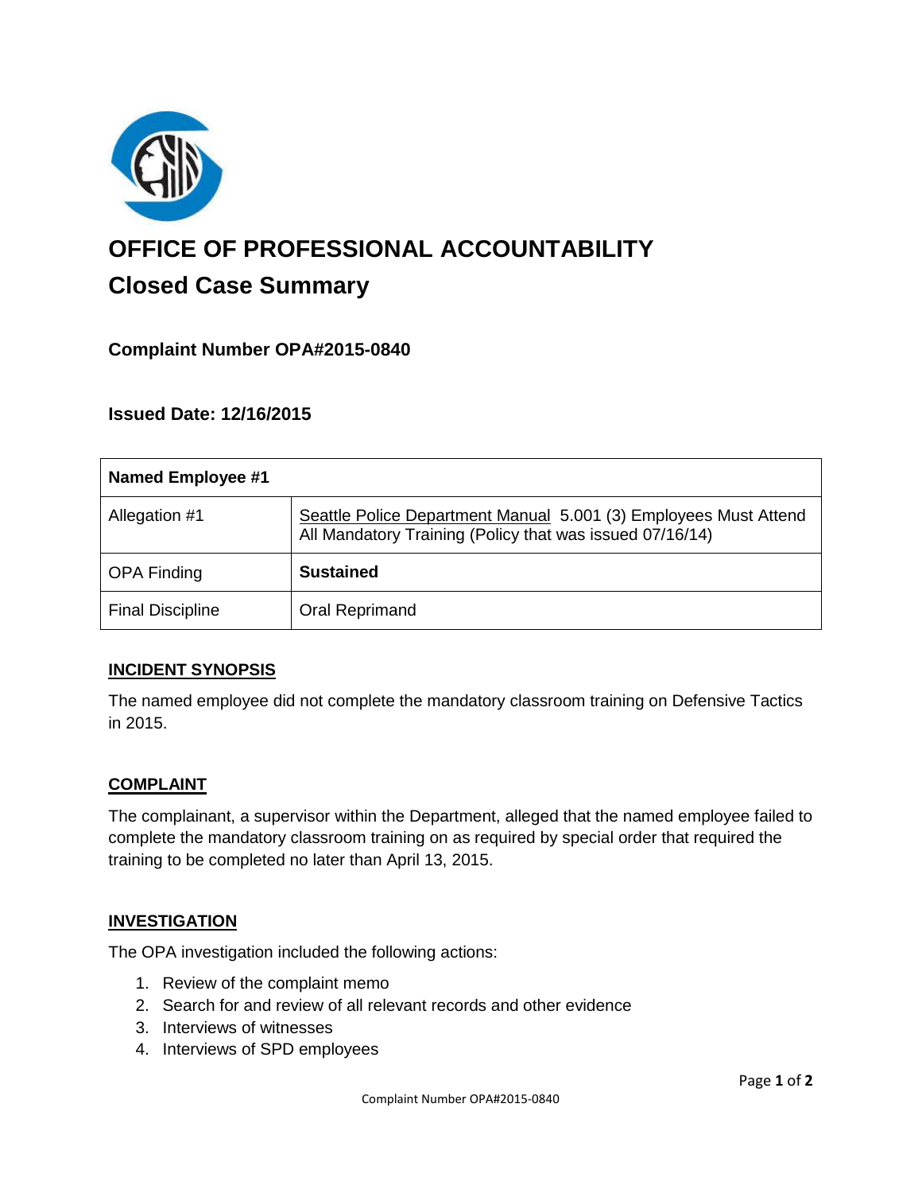# OFFICE OF PROFESSIONAL ACCOUNTABILITY

## Closed Case Summary

### Complaint Number OPA#2015-0840

### Issued Date: 12/16/2015

| Named Employee #1 | |
|---|---|
| Allegation #1 | Seattle Police Department Manual 5.001 (3) Employees Must Attend All Mandatory Training (Policy that was issued 07/16/14) |
| OPA Finding | **Sustained** |
| Final Discipline | Oral Reprimand |

**INCIDENT SYNOPSIS**

The named employee did not complete the mandatory classroom training on Defensive Tactics in 2015.

**COMPLAINT**

The complainant, a supervisor within the Department, alleged that the named employee failed to complete the mandatory classroom training on as required by special order that required the training to be completed no later than April 13, 2015.

**INVESTIGATION**

The OPA investigation included the following actions:

1. Review of the complaint memo
2. Search for and review of all relevant records and other evidence
3. Interviews of witnesses
4. Interviews of SPD employees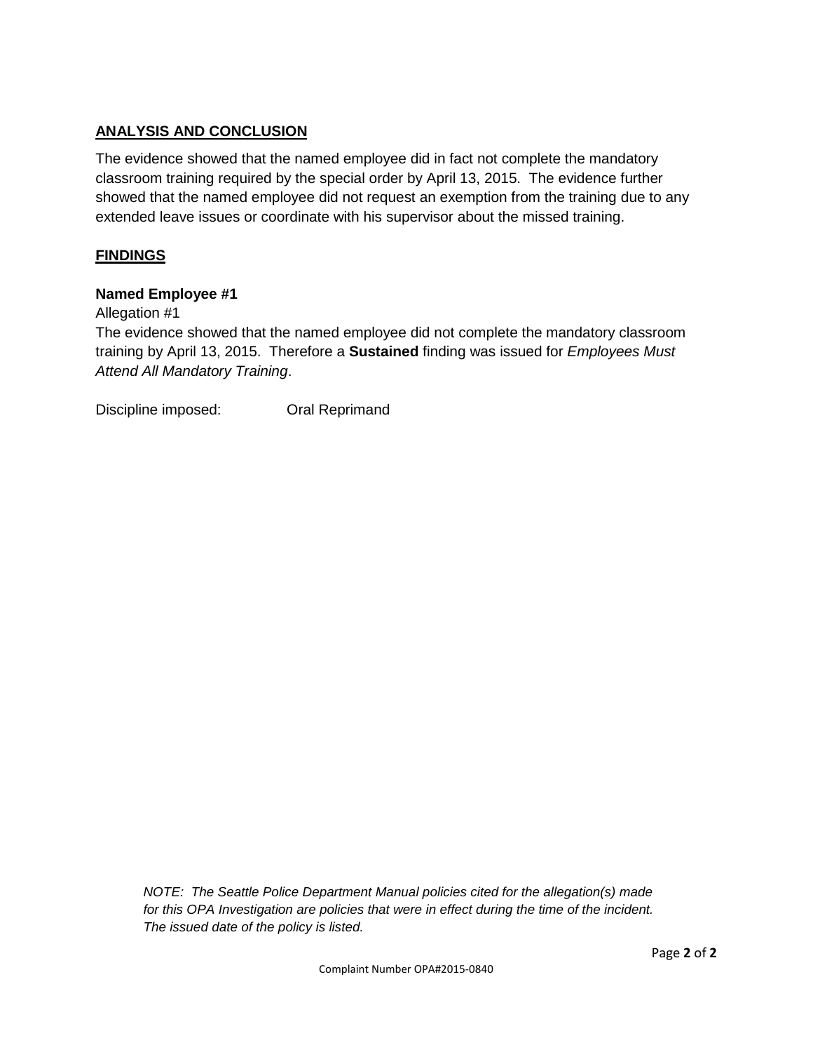## ANALYSIS AND CONCLUSION

The evidence showed that the named employee did in fact not complete the mandatory classroom training required by the special order by April 13, 2015. The evidence further showed that the named employee did not request an exemption from the training due to any extended leave issues or coordinate with his supervisor about the missed training.

## FINDINGS

**Named Employee #1**

Allegation #1

The evidence showed that the named employee did not complete the mandatory classroom training by April 13, 2015. Therefore a **Sustained** finding was issued for *Employees Must Attend All Mandatory Training*.

Discipline imposed: Oral Reprimand

*NOTE: The Seattle Police Department Manual policies cited for the allegation(s) made for this OPA Investigation are policies that were in effect during the time of the incident. The issued date of the policy is listed.*

Complaint Number OPA#2015-0840